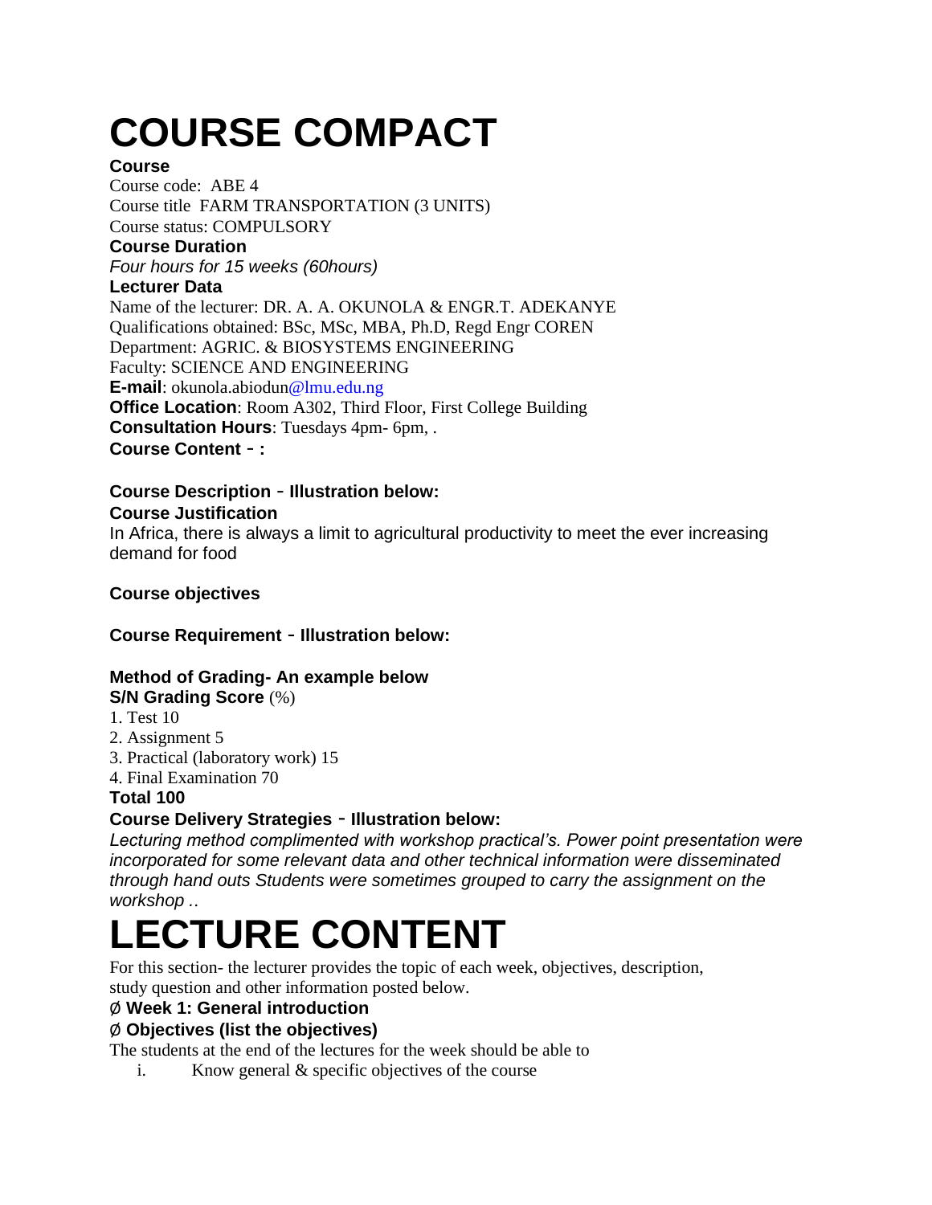# COURSE COMPACT

**Course**

Course code: ABE 4

Course title FARM TRANSPORTATION (3 UNITS)

Course status: COMPULSORY

**Course Duration**

*Four hours for 15 weeks (60hours)*

**Lecturer Data**

Name of the lecturer: DR. A. A. OKUNOLA & ENGR.T. ADEKANYE

Qualifications obtained: BSc, MSc, MBA, Ph.D, Regd Engr COREN

Department: AGRIC. & BIOSYSTEMS ENGINEERING

Faculty: SCIENCE AND ENGINEERING

**E-mail**: okunola.abiodun@lmu.edu.ng

**Office Location**: Room A302, Third Floor, First College Building

**Consultation Hours**: Tuesdays 4pm- 6pm, .

**Course Content – :**

**Course Description – Illustration below:**

**Course Justification**

In Africa, there is always a limit to agricultural productivity to meet the ever increasing demand for food

**Course objectives**

**Course Requirement – Illustration below:**

**Method of Grading- An example below**

**S/N Grading Score** (%)

1. Test 10
2. Assignment 5
3. Practical (laboratory work) 15
4. Final Examination 70

**Total 100**

**Course Delivery Strategies – Illustration below:**

*Lecturing method complimented with workshop practical's. Power point presentation were incorporated for some relevant data and other technical information were disseminated through hand outs Students were sometimes grouped to carry the assignment on the workshop ..*

# LECTURE CONTENT

For this section- the lecturer provides the topic of each week, objectives, description, study question and other information posted below.

Ø **Week 1: General introduction**

Ø **Objectives (list the objectives)**

The students at the end of the lectures for the week should be able to

i. Know general & specific objectives of the course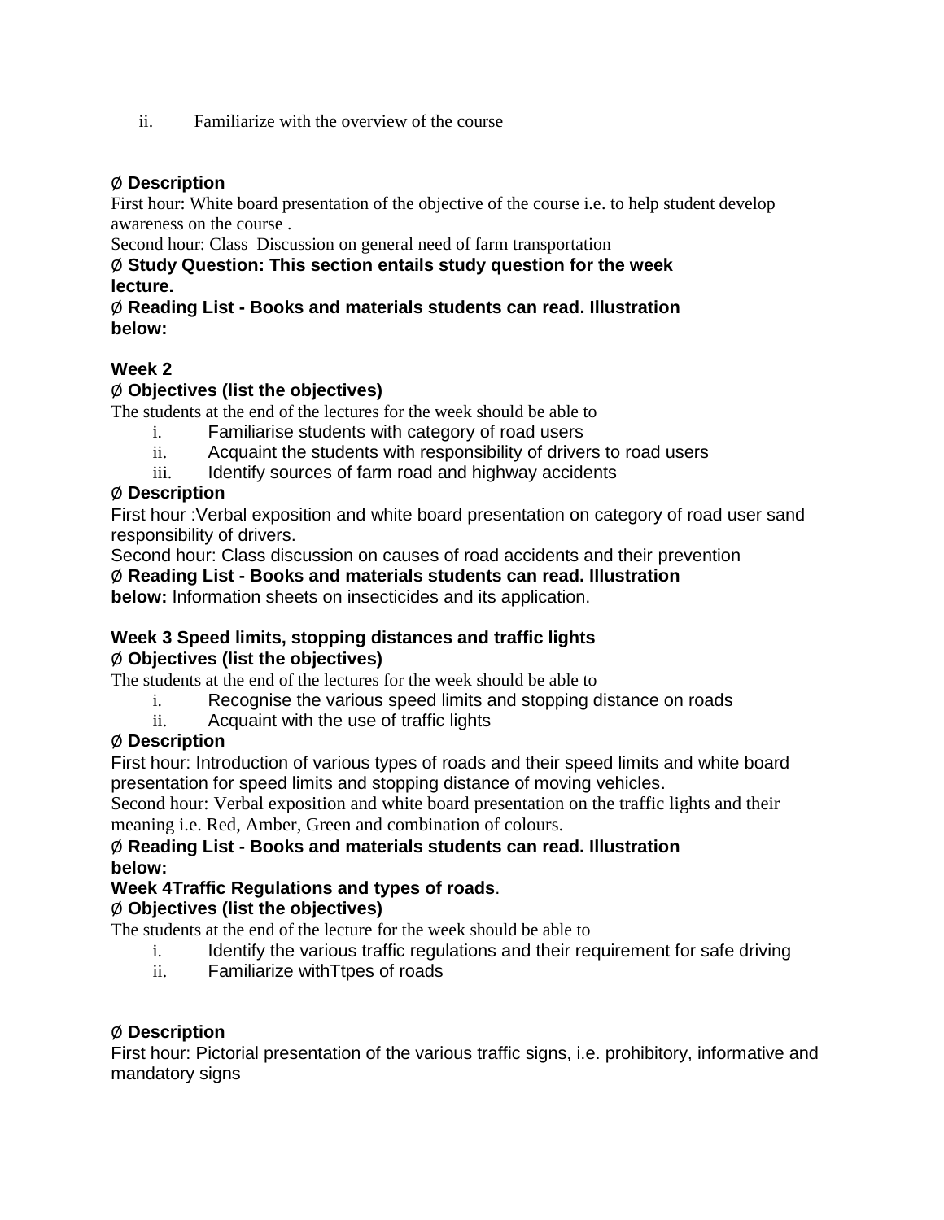ii. Familiarize with the overview of the course

Ø **Description**

First hour: White board presentation of the objective of the course i.e. to help student develop awareness on the course .

Second hour: Class Discussion on general need of farm transportation

Ø **Study Question: This section entails study question for the week lecture.**

Ø **Reading List - Books and materials students can read. Illustration below:**

**Week 2**

Ø **Objectives (list the objectives)**

The students at the end of the lectures for the week should be able to

i. Familiarise students with category of road users
ii. Acquaint the students with responsibility of drivers to road users
iii. Identify sources of farm road and highway accidents

Ø **Description**

First hour :Verbal exposition and white board presentation on category of road user sand responsibility of drivers.

Second hour: Class discussion on causes of road accidents and their prevention

Ø **Reading List - Books and materials students can read. Illustration below:** Information sheets on insecticides and its application.

**Week 3 Speed limits, stopping distances and traffic lights**

Ø **Objectives (list the objectives)**

The students at the end of the lectures for the week should be able to

i. Recognise the various speed limits and stopping distance on roads
ii. Acquaint with the use of traffic lights

Ø **Description**

First hour: Introduction of various types of roads and their speed limits and white board presentation for speed limits and stopping distance of moving vehicles.

Second hour: Verbal exposition and white board presentation on the traffic lights and their meaning i.e. Red, Amber, Green and combination of colours.

Ø **Reading List - Books and materials students can read. Illustration below:**

**Week 4Traffic Regulations and types of roads**.

Ø **Objectives (list the objectives)**

The students at the end of the lecture for the week should be able to

i. Identify the various traffic regulations and their requirement for safe driving
ii. Familiarize withTtpes of roads

Ø **Description**

First hour: Pictorial presentation of the various traffic signs, i.e. prohibitory, informative and mandatory signs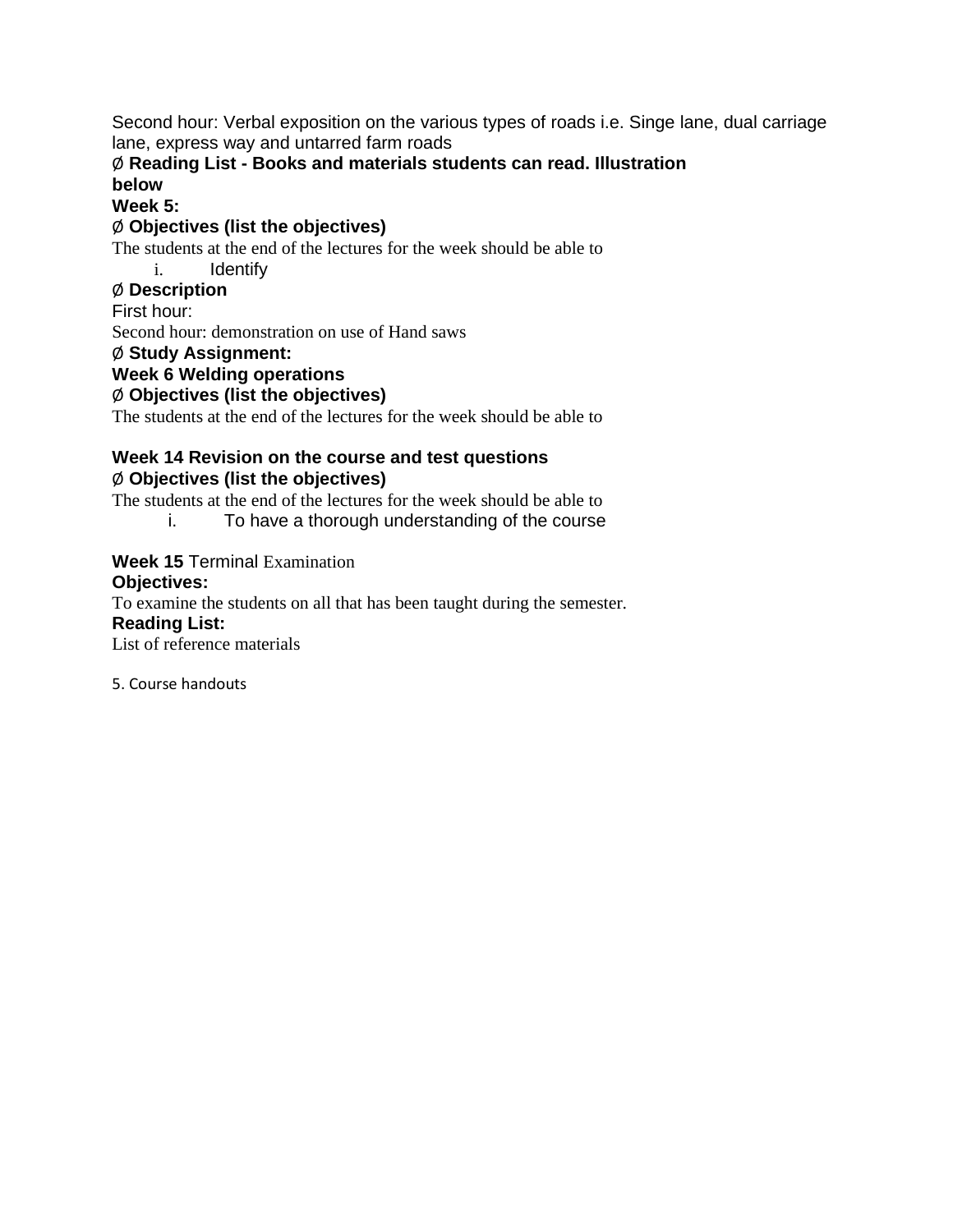Second hour: Verbal exposition on the various types of roads i.e. Singe lane, dual carriage lane, express way and untarred farm roads

Ø **Reading List - Books and materials students can read. Illustration below**

**Week 5:**

Ø **Objectives (list the objectives)**

The students at the end of the lectures for the week should be able to

i. Identify

Ø **Description**

First hour:

Second hour: demonstration on use of Hand saws

Ø **Study Assignment:**

**Week 6 Welding operations**

Ø **Objectives (list the objectives)**

The students at the end of the lectures for the week should be able to

**Week 14 Revision on the course and test questions**

Ø **Objectives (list the objectives)**

The students at the end of the lectures for the week should be able to

i. To have a thorough understanding of the course

**Week 15** Terminal Examination

**Objectives:**

To examine the students on all that has been taught during the semester.

**Reading List:**

List of reference materials

5. Course handouts